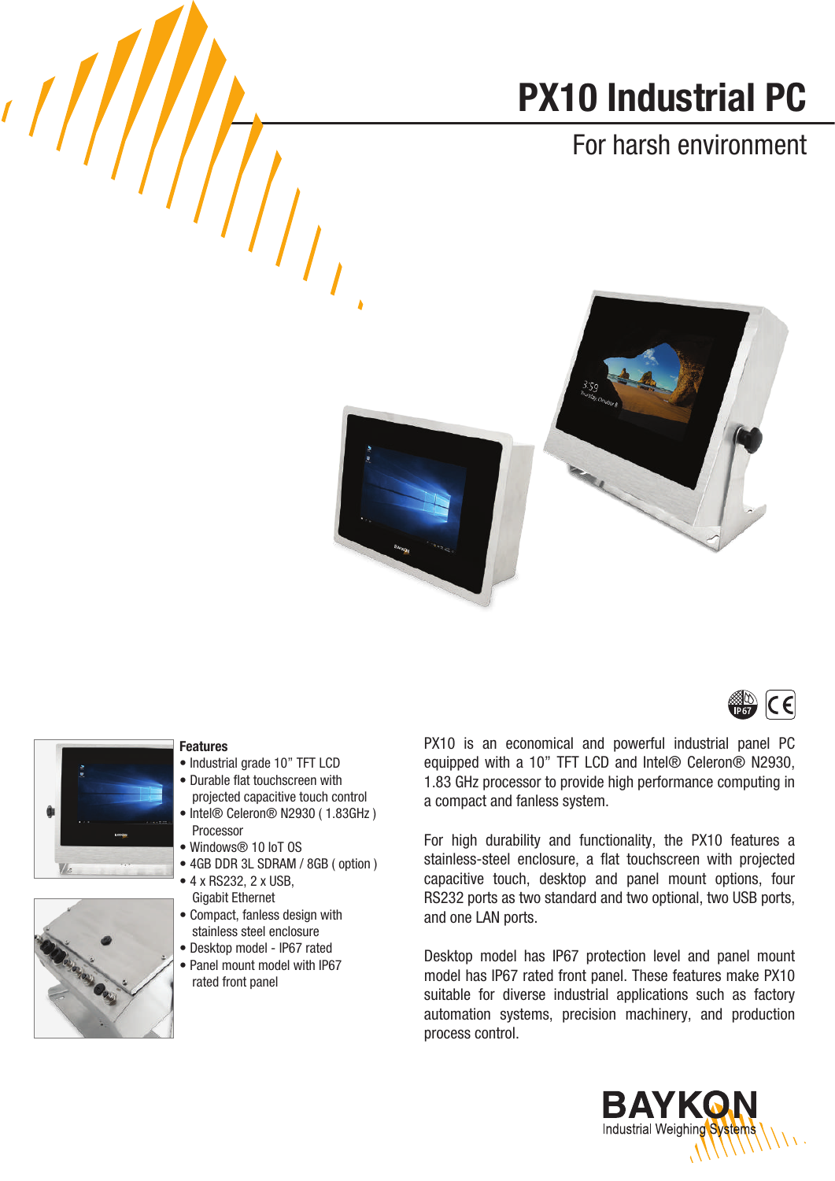# PX10 Industrial PC

For harsh environment

**Features**

- Industrial grade 10" TFT LCD
- Durable flat touchscreen with projected capacitive touch control
- Intel® Celeron® N2930 ( 1.83GHz ) Processor
- Windows® 10 IoT OS
- 4GB DDR 3L SDRAM / 8GB ( option )
- 4 x RS232, 2 x USB, Gigabit Ethernet
- Compact, fanless design with stainless steel enclosure
- Desktop model - IP67 rated
- Panel mount model with IP67 rated front panel

PX10 is an economical and powerful industrial panel PC equipped with a 10" TFT LCD and Intel® Celeron® N2930, 1.83 GHz processor to provide high performance computing in a compact and fanless system.

For high durability and functionality, the PX10 features a stainless-steel enclosure, a flat touchscreen with projected capacitive touch, desktop and panel mount options, four RS232 ports as two standard and two optional, two USB ports, and one LAN ports.

Desktop model has IP67 protection level and panel mount model has IP67 rated front panel. These features make PX10 suitable for diverse industrial applications such as factory automation systems, precision machinery, and production process control.

BAYKON
Industrial Weighing Systems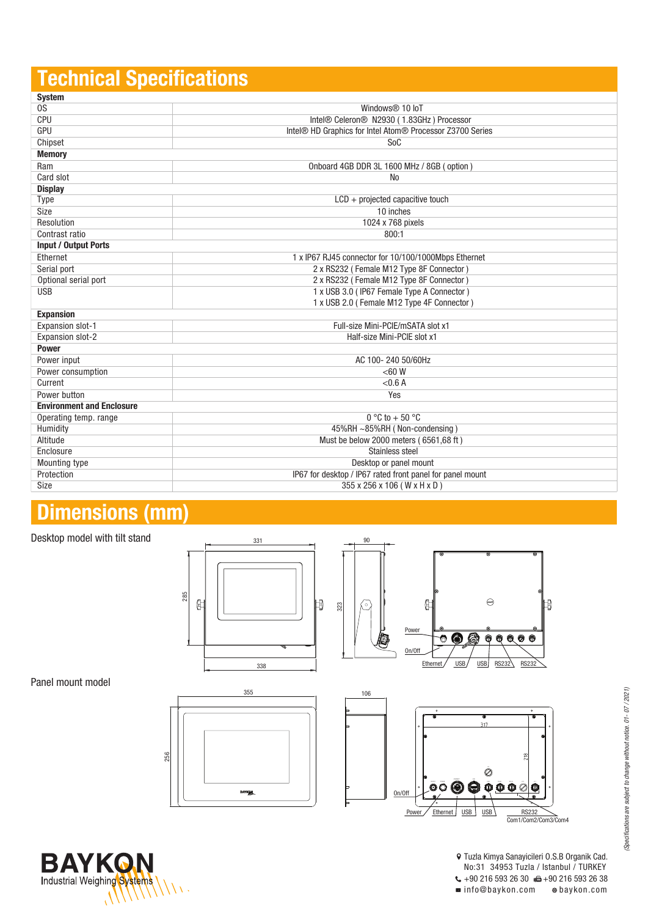# Technical Specifications

| | |
|---|---|
| **System** | |
| OS | Windows® 10 IoT |
| CPU | Intel® Celeron® N2930 ( 1.83GHz ) Processor |
| GPU | Intel® HD Graphics for Intel Atom® Processor Z3700 Series |
| Chipset | SoC |
| **Memory** | |
| Ram | Onboard 4GB DDR 3L 1600 MHz / 8GB ( option ) |
| Card slot | No |
| **Display** | |
| Type | LCD + projected capacitive touch |
| Size | 10 inches |
| Resolution | 1024 x 768 pixels |
| Contrast ratio | 800:1 |
| **Input / Output Ports** | |
| Ethernet | 1 x IP67 RJ45 connector for 10/100/1000Mbps Ethernet |
| Serial port | 2 x RS232 ( Female M12 Type 8F Connector ) |
| Optional serial port | 2 x RS232 ( Female M12 Type 8F Connector ) |
| USB | 1 x USB 3.0 ( IP67 Female Type A Connector )<br>1 x USB 2.0 ( Female M12 Type 4F Connector ) |
| **Expansion** | |
| Expansion slot-1 | Full-size Mini-PCIE/mSATA slot x1 |
| Expansion slot-2 | Half-size Mini-PCIE slot x1 |
| **Power** | |
| Power input | AC 100- 240 50/60Hz |
| Power consumption | <60 W |
| Current | <0.6 A |
| Power button | Yes |
| **Environment and Enclosure** | |
| Operating temp. range | 0 °C to + 50 °C |
| Humidity | 45%RH ~85%RH ( Non-condensing ) |
| Altitude | Must be below 2000 meters ( 6561,68 ft ) |
| Enclosure | Stainless steel |
| Mounting type | Desktop or panel mount |
| Protection | IP67 for desktop / IP67 rated front panel for panel mount |
| Size | 355 x 256 x 106 ( W x H x D ) |

# Dimensions (mm)

Desktop model with tilt stand

331
285
338
90
323
Power
On/Off
Ethernet
USB
USB
RS232
RS232

Panel mount model

355
256
106
317
218
On/Off
Power
Ethernet
USB
USB
RS232
Com1/Com2/Com3/Com4

(Specifications are subject to change without notice. 01- 07 / 2021)

**BAYKON**
Industrial Weighing Systems

Tuzla Kimya Sanayicileri O.S.B Organik Cad.
No:31 34953 Tuzla / Istanbul / TURKEY
+90 216 593 26 30 +90 216 593 26 38
info@baykon.com baykon.com